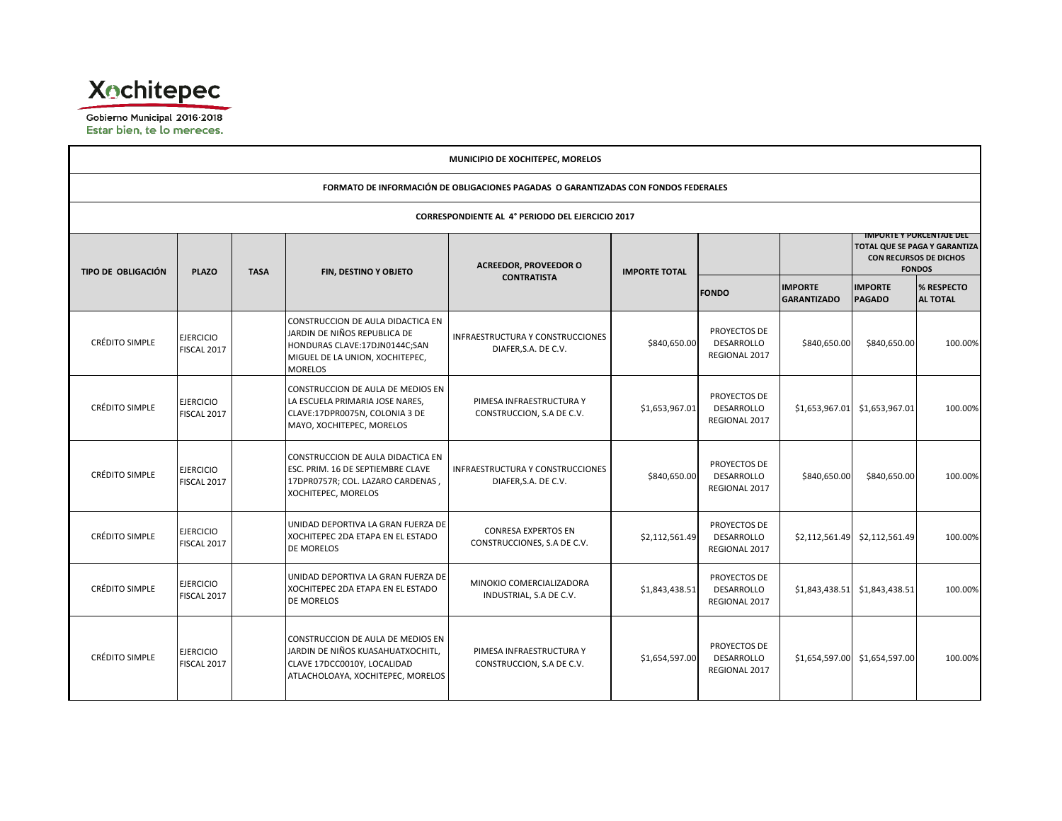Xochitepec

Gobierno Municipal 2016-2018

Estar bien, te lo mereces.

**MUNICIPIO DE XOCHITEPEC, MORELOS**

**FORMATO DE INFORMACIÓN DE OBLIGACIONES PAGADAS O GARANTIZADAS CON FONDOS FEDERALES**

**CORRESPONDIENTE AL 4° PERIODO DEL EJERCICIO 2017**

| TIPO DE OBLIGACIÓN | PLAZO | TASA | FIN, DESTINO Y OBJETO | ACREEDOR, PROVEEDOR O CONTRATISTA | IMPORTE TOTAL | IMPORTE Y PORCENTAJE DEL TOTAL QUE SE PAGA Y GARANTIZA CON RECURSOS DE DICHOS FONDOS | | | |
|---|---|---|---|---|---|---|---|---|---|
| | | | | | | FONDO | IMPORTE GARANTIZADO | IMPORTE PAGADO | % RESPECTO AL TOTAL |
| CRÉDITO SIMPLE | EJERCICIO FISCAL 2017 | | CONSTRUCCION DE AULA DIDACTICA EN JARDIN DE NIÑOS REPUBLICA DE HONDURAS CLAVE:17DJN0144C;SAN MIGUEL DE LA UNION, XOCHITEPEC, MORELOS | INFRAESTRUCTURA Y CONSTRUCCIONES DIAFER,S.A. DE C.V. | $840,650.00 | PROYECTOS DE DESARROLLO REGIONAL 2017 | $840,650.00 | $840,650.00 | 100.00% |
| CRÉDITO SIMPLE | EJERCICIO FISCAL 2017 | | CONSTRUCCION DE AULA DE MEDIOS EN LA ESCUELA PRIMARIA JOSE NARES, CLAVE:17DPR0075N, COLONIA 3 DE MAYO, XOCHITEPEC, MORELOS | PIMESA INFRAESTRUCTURA Y CONSTRUCCION, S.A DE C.V. | $1,653,967.01 | PROYECTOS DE DESARROLLO REGIONAL 2017 | $1,653,967.01 | $1,653,967.01 | 100.00% |
| CRÉDITO SIMPLE | EJERCICIO FISCAL 2017 | | CONSTRUCCION DE AULA DIDACTICA EN ESC. PRIM. 16 DE SEPTIEMBRE CLAVE 17DPR0757R; COL. LAZARO CARDENAS , XOCHITEPEC, MORELOS | INFRAESTRUCTURA Y CONSTRUCCIONES DIAFER,S.A. DE C.V. | $840,650.00 | PROYECTOS DE DESARROLLO REGIONAL 2017 | $840,650.00 | $840,650.00 | 100.00% |
| CRÉDITO SIMPLE | EJERCICIO FISCAL 2017 | | UNIDAD DEPORTIVA LA GRAN FUERZA DE XOCHITEPEC 2DA ETAPA EN EL ESTADO DE MORELOS | CONRESA EXPERTOS EN CONSTRUCCIONES, S.A DE C.V. | $2,112,561.49 | PROYECTOS DE DESARROLLO REGIONAL 2017 | $2,112,561.49 | $2,112,561.49 | 100.00% |
| CRÉDITO SIMPLE | EJERCICIO FISCAL 2017 | | UNIDAD DEPORTIVA LA GRAN FUERZA DE XOCHITEPEC 2DA ETAPA EN EL ESTADO DE MORELOS | MINOKIO COMERCIALIZADORA INDUSTRIAL, S.A DE C.V. | $1,843,438.51 | PROYECTOS DE DESARROLLO REGIONAL 2017 | $1,843,438.51 | $1,843,438.51 | 100.00% |
| CRÉDITO SIMPLE | EJERCICIO FISCAL 2017 | | CONSTRUCCION DE AULA DE MEDIOS EN JARDIN DE NIÑOS KUASAHUATXOCHITL, CLAVE 17DCC0010Y, LOCALIDAD ATLACHOLOAYA, XOCHITEPEC, MORELOS | PIMESA INFRAESTRUCTURA Y CONSTRUCCION, S.A DE C.V. | $1,654,597.00 | PROYECTOS DE DESARROLLO REGIONAL 2017 | $1,654,597.00 | $1,654,597.00 | 100.00% |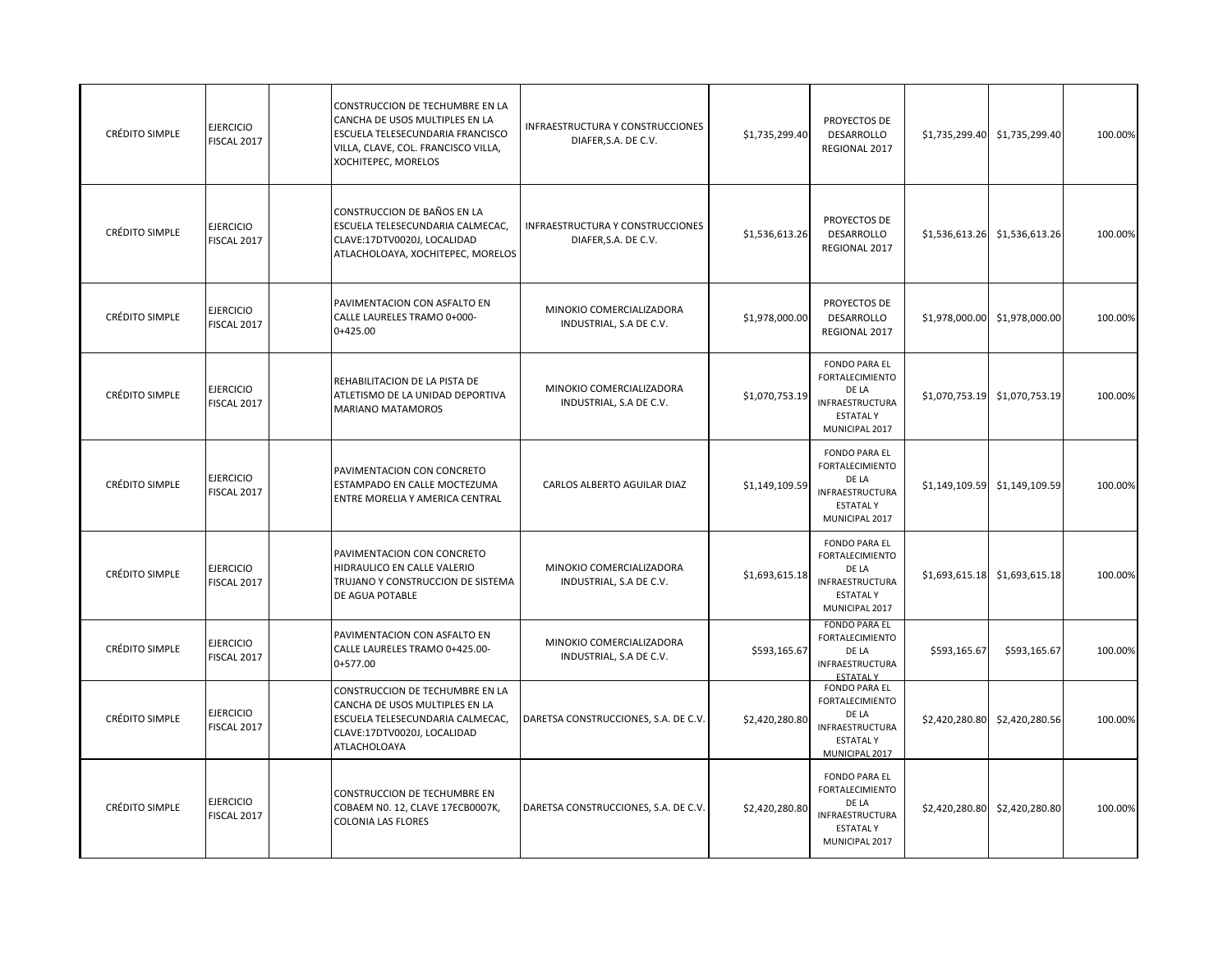| | | | | | | | | | |
|---|---|---|---|---|---|---|---|---|---|
| CRÉDITO SIMPLE | EJERCICIO FISCAL 2017 | | CONSTRUCCION DE TECHUMBRE EN LA CANCHA DE USOS MULTIPLES EN LA ESCUELA TELESECUNDARIA FRANCISCO VILLA, CLAVE, COL. FRANCISCO VILLA, XOCHITEPEC, MORELOS | INFRAESTRUCTURA Y CONSTRUCCIONES DIAFER,S.A. DE C.V. | $1,735,299.40 | PROYECTOS DE DESARROLLO REGIONAL 2017 | $1,735,299.40 | $1,735,299.40 | 100.00% |
| CRÉDITO SIMPLE | EJERCICIO FISCAL 2017 | | CONSTRUCCION DE BAÑOS EN LA ESCUELA TELESECUNDARIA CALMECAC, CLAVE:17DTV0020J, LOCALIDAD ATLACHOLOAYA, XOCHITEPEC, MORELOS | INFRAESTRUCTURA Y CONSTRUCCIONES DIAFER,S.A. DE C.V. | $1,536,613.26 | PROYECTOS DE DESARROLLO REGIONAL 2017 | $1,536,613.26 | $1,536,613.26 | 100.00% |
| CRÉDITO SIMPLE | EJERCICIO FISCAL 2017 | | PAVIMENTACION CON ASFALTO EN CALLE LAURELES TRAMO 0+000-0+425.00 | MINOKIO COMERCIALIZADORA INDUSTRIAL, S.A DE C.V. | $1,978,000.00 | PROYECTOS DE DESARROLLO REGIONAL 2017 | $1,978,000.00 | $1,978,000.00 | 100.00% |
| CRÉDITO SIMPLE | EJERCICIO FISCAL 2017 | | REHABILITACION DE LA PISTA DE ATLETISMO DE LA UNIDAD DEPORTIVA MARIANO MATAMOROS | MINOKIO COMERCIALIZADORA INDUSTRIAL, S.A DE C.V. | $1,070,753.19 | FONDO PARA EL FORTALECIMIENTO DE LA INFRAESTRUCTURA ESTATAL Y MUNICIPAL 2017 | $1,070,753.19 | $1,070,753.19 | 100.00% |
| CRÉDITO SIMPLE | EJERCICIO FISCAL 2017 | | PAVIMENTACION CON CONCRETO ESTAMPADO EN CALLE MOCTEZUMA ENTRE MORELIA Y AMERICA CENTRAL | CARLOS ALBERTO AGUILAR DIAZ | $1,149,109.59 | FONDO PARA EL FORTALECIMIENTO DE LA INFRAESTRUCTURA ESTATAL Y MUNICIPAL 2017 | $1,149,109.59 | $1,149,109.59 | 100.00% |
| CRÉDITO SIMPLE | EJERCICIO FISCAL 2017 | | PAVIMENTACION CON CONCRETO HIDRAULICO EN CALLE VALERIO TRUJANO Y CONSTRUCCION DE SISTEMA DE AGUA POTABLE | MINOKIO COMERCIALIZADORA INDUSTRIAL, S.A DE C.V. | $1,693,615.18 | FONDO PARA EL FORTALECIMIENTO DE LA INFRAESTRUCTURA ESTATAL Y MUNICIPAL 2017 | $1,693,615.18 | $1,693,615.18 | 100.00% |
| CRÉDITO SIMPLE | EJERCICIO FISCAL 2017 | | PAVIMENTACION CON ASFALTO EN CALLE LAURELES TRAMO 0+425.00-0+577.00 | MINOKIO COMERCIALIZADORA INDUSTRIAL, S.A DE C.V. | $593,165.67 | FONDO PARA EL FORTALECIMIENTO DE LA INFRAESTRUCTURA ESTATAL Y | $593,165.67 | $593,165.67 | 100.00% |
| CRÉDITO SIMPLE | EJERCICIO FISCAL 2017 | | CONSTRUCCION DE TECHUMBRE EN LA CANCHA DE USOS MULTIPLES EN LA ESCUELA TELESECUNDARIA CALMECAC, CLAVE:17DTV0020J, LOCALIDAD ATLACHOLOAYA | DARETSA CONSTRUCCIONES, S.A. DE C.V. | $2,420,280.80 | FONDO PARA EL FORTALECIMIENTO DE LA INFRAESTRUCTURA ESTATAL Y MUNICIPAL 2017 | $2,420,280.80 | $2,420,280.56 | 100.00% |
| CRÉDITO SIMPLE | EJERCICIO FISCAL 2017 | | CONSTRUCCION DE TECHUMBRE EN COBAEM N0. 12, CLAVE 17ECB0007K, COLONIA LAS FLORES | DARETSA CONSTRUCCIONES, S.A. DE C.V. | $2,420,280.80 | FONDO PARA EL FORTALECIMIENTO DE LA INFRAESTRUCTURA ESTATAL Y MUNICIPAL 2017 | $2,420,280.80 | $2,420,280.80 | 100.00% |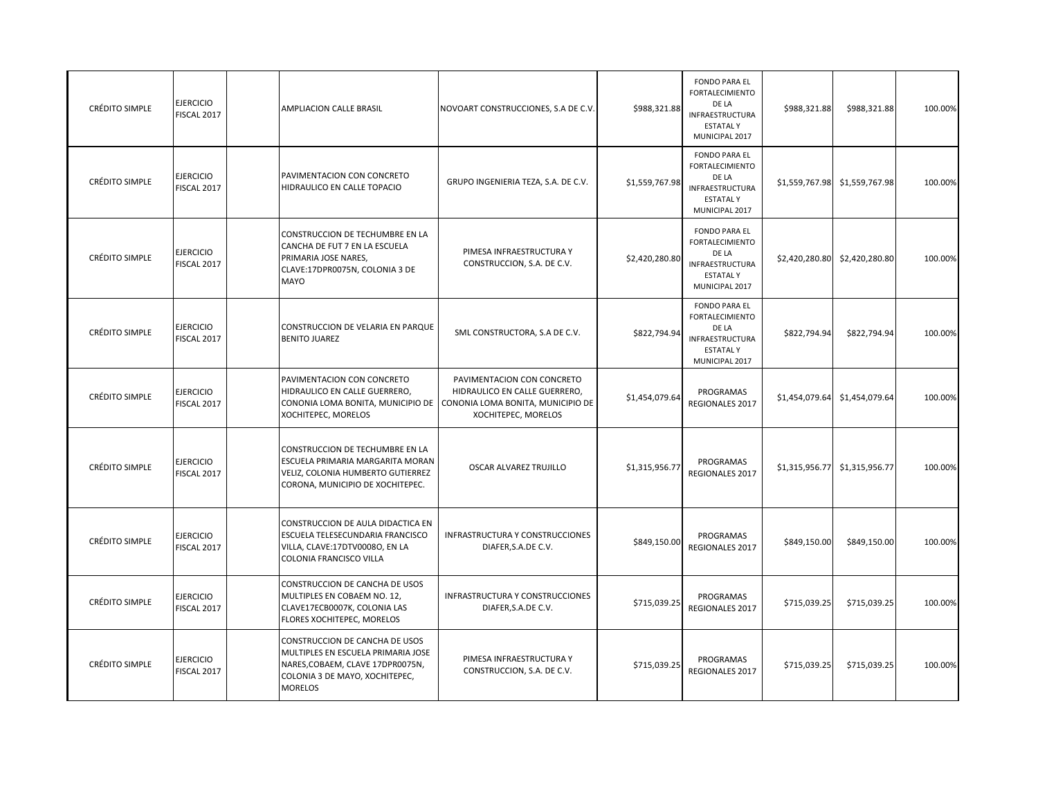| | | | | | | | | | |
|---|---|---|---|---|---|---|---|---|---|
| CRÉDITO SIMPLE | EJERCICIO FISCAL 2017 | | AMPLIACION CALLE BRASIL | NOVOART CONSTRUCCIONES, S.A DE C.V. | $988,321.88 | FONDO PARA EL FORTALECIMIENTO DE LA INFRAESTRUCTURA ESTATAL Y MUNICIPAL 2017 | $988,321.88 | $988,321.88 | 100.00% |
| CRÉDITO SIMPLE | EJERCICIO FISCAL 2017 | | PAVIMENTACION CON CONCRETO HIDRAULICO EN CALLE TOPACIO | GRUPO INGENIERIA TEZA, S.A. DE C.V. | $1,559,767.98 | FONDO PARA EL FORTALECIMIENTO DE LA INFRAESTRUCTURA ESTATAL Y MUNICIPAL 2017 | $1,559,767.98 | $1,559,767.98 | 100.00% |
| CRÉDITO SIMPLE | EJERCICIO FISCAL 2017 | | CONSTRUCCION DE TECHUMBRE EN LA CANCHA DE FUT 7 EN LA ESCUELA PRIMARIA JOSE NARES, CLAVE:17DPR0075N, COLONIA 3 DE MAYO | PIMESA INFRAESTRUCTURA Y CONSTRUCCION, S.A. DE C.V. | $2,420,280.80 | FONDO PARA EL FORTALECIMIENTO DE LA INFRAESTRUCTURA ESTATAL Y MUNICIPAL 2017 | $2,420,280.80 | $2,420,280.80 | 100.00% |
| CRÉDITO SIMPLE | EJERCICIO FISCAL 2017 | | CONSTRUCCION DE VELARIA EN PARQUE BENITO JUAREZ | SML CONSTRUCTORA, S.A DE C.V. | $822,794.94 | FONDO PARA EL FORTALECIMIENTO DE LA INFRAESTRUCTURA ESTATAL Y MUNICIPAL 2017 | $822,794.94 | $822,794.94 | 100.00% |
| CRÉDITO SIMPLE | EJERCICIO FISCAL 2017 | | PAVIMENTACION CON CONCRETO HIDRAULICO EN CALLE GUERRERO, CONONIA LOMA BONITA, MUNICIPIO DE XOCHITEPEC, MORELOS | PAVIMENTACION CON CONCRETO HIDRAULICO EN CALLE GUERRERO, CONONIA LOMA BONITA, MUNICIPIO DE XOCHITEPEC, MORELOS | $1,454,079.64 | PROGRAMAS REGIONALES 2017 | $1,454,079.64 | $1,454,079.64 | 100.00% |
| CRÉDITO SIMPLE | EJERCICIO FISCAL 2017 | | CONSTRUCCION DE TECHUMBRE EN LA ESCUELA PRIMARIA MARGARITA MORAN VELIZ, COLONIA HUMBERTO GUTIERREZ CORONA, MUNICIPIO DE XOCHITEPEC. | OSCAR ALVAREZ TRUJILLO | $1,315,956.77 | PROGRAMAS REGIONALES 2017 | $1,315,956.77 | $1,315,956.77 | 100.00% |
| CRÉDITO SIMPLE | EJERCICIO FISCAL 2017 | | CONSTRUCCION DE AULA DIDACTICA EN ESCUELA TELESECUNDARIA FRANCISCO VILLA, CLAVE:17DTV0008O, EN LA COLONIA FRANCISCO VILLA | INFRASTRUCTURA Y CONSTRUCCIONES DIAFER,S.A.DE C.V. | $849,150.00 | PROGRAMAS REGIONALES 2017 | $849,150.00 | $849,150.00 | 100.00% |
| CRÉDITO SIMPLE | EJERCICIO FISCAL 2017 | | CONSTRUCCION DE CANCHA DE USOS MULTIPLES EN COBAEM NO. 12, CLAVE17ECB0007K, COLONIA LAS FLORES XOCHITEPEC, MORELOS | INFRASTRUCTURA Y CONSTRUCCIONES DIAFER,S.A.DE C.V. | $715,039.25 | PROGRAMAS REGIONALES 2017 | $715,039.25 | $715,039.25 | 100.00% |
| CRÉDITO SIMPLE | EJERCICIO FISCAL 2017 | | CONSTRUCCION DE CANCHA DE USOS MULTIPLES EN ESCUELA PRIMARIA JOSE NARES,COBAEM, CLAVE 17DPR0075N, COLONIA 3 DE MAYO, XOCHITEPEC, MORELOS | PIMESA INFRAESTRUCTURA Y CONSTRUCCION, S.A. DE C.V. | $715,039.25 | PROGRAMAS REGIONALES 2017 | $715,039.25 | $715,039.25 | 100.00% |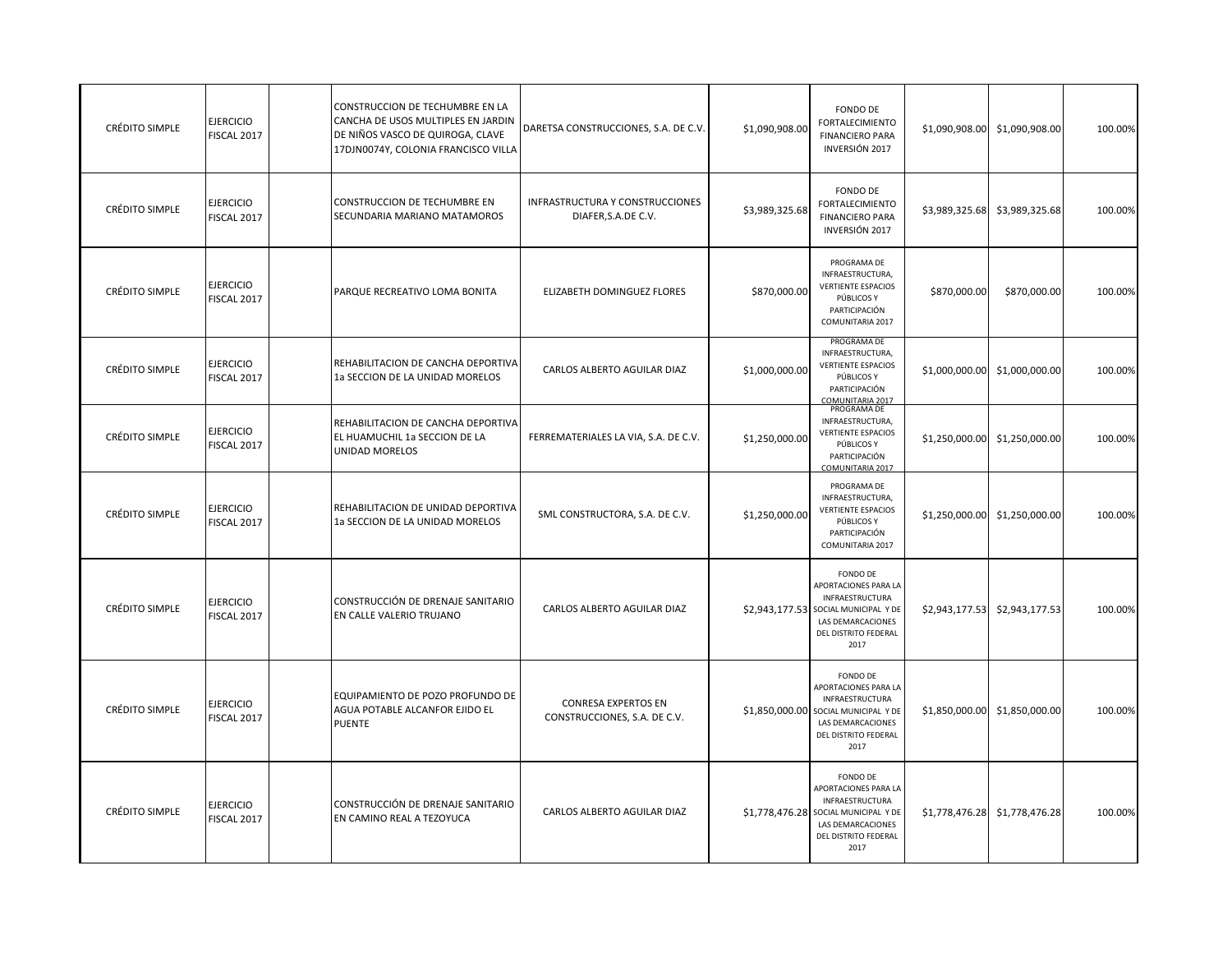| | | | | | | | | | |
|---|---|---|---|---|---|---|---|---|---|
| CRÉDITO SIMPLE | EJERCICIO FISCAL 2017 | | CONSTRUCCION DE TECHUMBRE EN LA CANCHA DE USOS MULTIPLES EN JARDIN DE NIÑOS VASCO DE QUIROGA, CLAVE 17DJN0074Y, COLONIA FRANCISCO VILLA | DARETSA CONSTRUCCIONES, S.A. DE C.V. | $1,090,908.00 | FONDO DE FORTALECIMIENTO FINANCIERO PARA INVERSIÓN 2017 | $1,090,908.00 | $1,090,908.00 | 100.00% |
| CRÉDITO SIMPLE | EJERCICIO FISCAL 2017 | | CONSTRUCCION DE TECHUMBRE EN SECUNDARIA MARIANO MATAMOROS | INFRASTRUCTURA Y CONSTRUCCIONES DIAFER,S.A.DE C.V. | $3,989,325.68 | FONDO DE FORTALECIMIENTO FINANCIERO PARA INVERSIÓN 2017 | $3,989,325.68 | $3,989,325.68 | 100.00% |
| CRÉDITO SIMPLE | EJERCICIO FISCAL 2017 | | PARQUE RECREATIVO LOMA BONITA | ELIZABETH DOMINGUEZ FLORES | $870,000.00 | PROGRAMA DE INFRAESTRUCTURA, VERTIENTE ESPACIOS PÚBLICOS Y PARTICIPACIÓN COMUNITARIA 2017 | $870,000.00 | $870,000.00 | 100.00% |
| CRÉDITO SIMPLE | EJERCICIO FISCAL 2017 | | REHABILITACION DE CANCHA DEPORTIVA 1a SECCION DE LA UNIDAD MORELOS | CARLOS ALBERTO AGUILAR DIAZ | $1,000,000.00 | PROGRAMA DE INFRAESTRUCTURA, VERTIENTE ESPACIOS PÚBLICOS Y PARTICIPACIÓN COMUNITARIA 2017 | $1,000,000.00 | $1,000,000.00 | 100.00% |
| CRÉDITO SIMPLE | EJERCICIO FISCAL 2017 | | REHABILITACION DE CANCHA DEPORTIVA EL HUAMUCHIL 1a SECCION DE LA UNIDAD MORELOS | FERREMATERIALES LA VIA, S.A. DE C.V. | $1,250,000.00 | PROGRAMA DE INFRAESTRUCTURA, VERTIENTE ESPACIOS PÚBLICOS Y PARTICIPACIÓN COMUNITARIA 2017 | $1,250,000.00 | $1,250,000.00 | 100.00% |
| CRÉDITO SIMPLE | EJERCICIO FISCAL 2017 | | REHABILITACION DE UNIDAD DEPORTIVA 1a SECCION DE LA UNIDAD MORELOS | SML CONSTRUCTORA, S.A. DE C.V. | $1,250,000.00 | PROGRAMA DE INFRAESTRUCTURA, VERTIENTE ESPACIOS PÚBLICOS Y PARTICIPACIÓN COMUNITARIA 2017 | $1,250,000.00 | $1,250,000.00 | 100.00% |
| CRÉDITO SIMPLE | EJERCICIO FISCAL 2017 | | CONSTRUCCIÓN DE DRENAJE SANITARIO EN CALLE VALERIO TRUJANO | CARLOS ALBERTO AGUILAR DIAZ | $2,943,177.53 | FONDO DE APORTACIONES PARA LA INFRAESTRUCTURA SOCIAL MUNICIPAL Y DE LAS DEMARCACIONES DEL DISTRITO FEDERAL 2017 | $2,943,177.53 | $2,943,177.53 | 100.00% |
| CRÉDITO SIMPLE | EJERCICIO FISCAL 2017 | | EQUIPAMIENTO DE POZO PROFUNDO DE AGUA POTABLE ALCANFOR EJIDO EL PUENTE | CONRESA EXPERTOS EN CONSTRUCCIONES, S.A. DE C.V. | $1,850,000.00 | FONDO DE APORTACIONES PARA LA INFRAESTRUCTURA SOCIAL MUNICIPAL Y DE LAS DEMARCACIONES DEL DISTRITO FEDERAL 2017 | $1,850,000.00 | $1,850,000.00 | 100.00% |
| CRÉDITO SIMPLE | EJERCICIO FISCAL 2017 | | CONSTRUCCIÓN DE DRENAJE SANITARIO EN CAMINO REAL A TEZOYUCA | CARLOS ALBERTO AGUILAR DIAZ | $1,778,476.28 | FONDO DE APORTACIONES PARA LA INFRAESTRUCTURA SOCIAL MUNICIPAL Y DE LAS DEMARCACIONES DEL DISTRITO FEDERAL 2017 | $1,778,476.28 | $1,778,476.28 | 100.00% |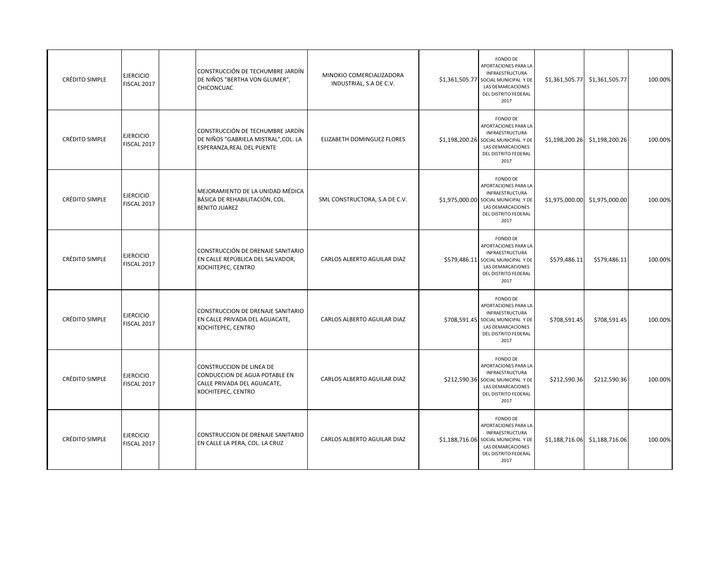| | | | | | | | | | |
|---|---|---|---|---|---|---|---|---|---|
| CRÉDITO SIMPLE | EJERCICIO FISCAL 2017 | | CONSTRUCCIÓN DE TECHUMBRE JARDÍN DE NIÑOS "BERTHA VON GLUMER", CHICONCUAC | MINOKIO COMERCIALIZADORA INDUSTRIAL, S.A DE C.V. | $1,361,505.77 | FONDO DE APORTACIONES PARA LA INFRAESTRUCTURA SOCIAL MUNICIPAL Y DE LAS DEMARCACIONES DEL DISTRITO FEDERAL 2017 | $1,361,505.77 | $1,361,505.77 | 100.00% |
| CRÉDITO SIMPLE | EJERCICIO FISCAL 2017 | | CONSTRUCCIÓN DE TECHUMBRE JARDÍN DE NIÑOS "GABRIELA MISTRAL",COL. LA ESPERANZA,REAL DEL PUENTE | ELIZABETH DOMINGUEZ FLORES | $1,198,200.26 | FONDO DE APORTACIONES PARA LA INFRAESTRUCTURA SOCIAL MUNICIPAL Y DE LAS DEMARCACIONES DEL DISTRITO FEDERAL 2017 | $1,198,200.26 | $1,198,200.26 | 100.00% |
| CRÉDITO SIMPLE | EJERCICIO FISCAL 2017 | | MEJORAMIENTO DE LA UNIDAD MÉDICA BÁSICA DE REHABILITACIÓN, COL. BENITO JUAREZ | SML CONSTRUCTORA, S.A DE C.V. | $1,975,000.00 | FONDO DE APORTACIONES PARA LA INFRAESTRUCTURA SOCIAL MUNICIPAL Y DE LAS DEMARCACIONES DEL DISTRITO FEDERAL 2017 | $1,975,000.00 | $1,975,000.00 | 100.00% |
| CRÉDITO SIMPLE | EJERCICIO FISCAL 2017 | | CONSTRUCCIÓN DE DRENAJE SANITARIO EN CALLE REPÚBLICA DEL SALVADOR, XOCHITEPEC, CENTRO | CARLOS ALBERTO AGUILAR DIAZ | $579,486.11 | FONDO DE APORTACIONES PARA LA INFRAESTRUCTURA SOCIAL MUNICIPAL Y DE LAS DEMARCACIONES DEL DISTRITO FEDERAL 2017 | $579,486.11 | $579,486.11 | 100.00% |
| CRÉDITO SIMPLE | EJERCICIO FISCAL 2017 | | CONSTRUCCION DE DRENAJE SANITARIO EN CALLE PRIVADA DEL AGUACATE, XOCHITEPEC, CENTRO | CARLOS ALBERTO AGUILAR DIAZ | $708,591.45 | FONDO DE APORTACIONES PARA LA INFRAESTRUCTURA SOCIAL MUNICIPAL Y DE LAS DEMARCACIONES DEL DISTRITO FEDERAL 2017 | $708,591.45 | $708,591.45 | 100.00% |
| CRÉDITO SIMPLE | EJERCICIO FISCAL 2017 | | CONSTRUCCION DE LINEA DE CONDUCCION DE AGUA POTABLE EN CALLE PRIVADA DEL AGUACATE, XOCHITEPEC, CENTRO | CARLOS ALBERTO AGUILAR DIAZ | $212,590.36 | FONDO DE APORTACIONES PARA LA INFRAESTRUCTURA SOCIAL MUNICIPAL Y DE LAS DEMARCACIONES DEL DISTRITO FEDERAL 2017 | $212,590.36 | $212,590.36 | 100.00% |
| CRÉDITO SIMPLE | EJERCICIO FISCAL 2017 | | CONSTRUCCION DE DRENAJE SANITARIO EN CALLE LA PERA, COL. LA CRUZ | CARLOS ALBERTO AGUILAR DIAZ | $1,188,716.06 | FONDO DE APORTACIONES PARA LA INFRAESTRUCTURA SOCIAL MUNICIPAL Y DE LAS DEMARCACIONES DEL DISTRITO FEDERAL 2017 | $1,188,716.06 | $1,188,716.06 | 100.00% |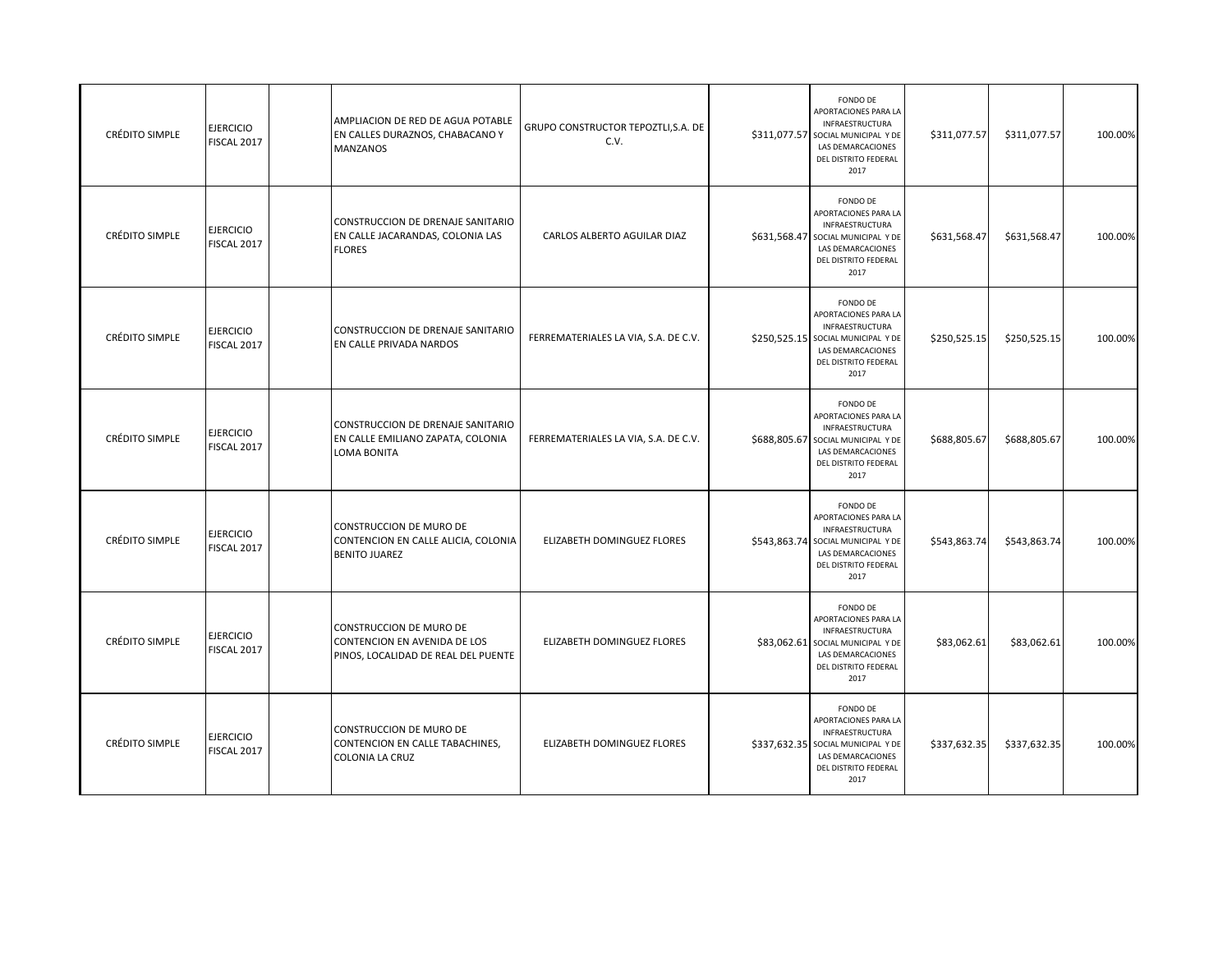| | | | | | | | | | |
|---|---|---|---|---|---|---|---|---|---|
| CRÉDITO SIMPLE | EJERCICIO FISCAL 2017 | | AMPLIACION DE RED DE AGUA POTABLE EN CALLES DURAZNOS, CHABACANO Y MANZANOS | GRUPO CONSTRUCTOR TEPOZTLI,S.A. DE C.V. | $311,077.57 | FONDO DE APORTACIONES PARA LA INFRAESTRUCTURA SOCIAL MUNICIPAL Y DE LAS DEMARCACIONES DEL DISTRITO FEDERAL 2017 | $311,077.57 | $311,077.57 | 100.00% |
| CRÉDITO SIMPLE | EJERCICIO FISCAL 2017 | | CONSTRUCCION DE DRENAJE SANITARIO EN CALLE JACARANDAS, COLONIA LAS FLORES | CARLOS ALBERTO AGUILAR DIAZ | $631,568.47 | FONDO DE APORTACIONES PARA LA INFRAESTRUCTURA SOCIAL MUNICIPAL Y DE LAS DEMARCACIONES DEL DISTRITO FEDERAL 2017 | $631,568.47 | $631,568.47 | 100.00% |
| CRÉDITO SIMPLE | EJERCICIO FISCAL 2017 | | CONSTRUCCION DE DRENAJE SANITARIO EN CALLE PRIVADA NARDOS | FERREMATERIALES LA VIA, S.A. DE C.V. | $250,525.15 | FONDO DE APORTACIONES PARA LA INFRAESTRUCTURA SOCIAL MUNICIPAL Y DE LAS DEMARCACIONES DEL DISTRITO FEDERAL 2017 | $250,525.15 | $250,525.15 | 100.00% |
| CRÉDITO SIMPLE | EJERCICIO FISCAL 2017 | | CONSTRUCCION DE DRENAJE SANITARIO EN CALLE EMILIANO ZAPATA, COLONIA LOMA BONITA | FERREMATERIALES LA VIA, S.A. DE C.V. | $688,805.67 | FONDO DE APORTACIONES PARA LA INFRAESTRUCTURA SOCIAL MUNICIPAL Y DE LAS DEMARCACIONES DEL DISTRITO FEDERAL 2017 | $688,805.67 | $688,805.67 | 100.00% |
| CRÉDITO SIMPLE | EJERCICIO FISCAL 2017 | | CONSTRUCCION DE MURO DE CONTENCION EN CALLE ALICIA, COLONIA BENITO JUAREZ | ELIZABETH DOMINGUEZ FLORES | $543,863.74 | FONDO DE APORTACIONES PARA LA INFRAESTRUCTURA SOCIAL MUNICIPAL Y DE LAS DEMARCACIONES DEL DISTRITO FEDERAL 2017 | $543,863.74 | $543,863.74 | 100.00% |
| CRÉDITO SIMPLE | EJERCICIO FISCAL 2017 | | CONSTRUCCION DE MURO DE CONTENCION EN AVENIDA DE LOS PINOS, LOCALIDAD DE REAL DEL PUENTE | ELIZABETH DOMINGUEZ FLORES | $83,062.61 | FONDO DE APORTACIONES PARA LA INFRAESTRUCTURA SOCIAL MUNICIPAL Y DE LAS DEMARCACIONES DEL DISTRITO FEDERAL 2017 | $83,062.61 | $83,062.61 | 100.00% |
| CRÉDITO SIMPLE | EJERCICIO FISCAL 2017 | | CONSTRUCCION DE MURO DE CONTENCION EN CALLE TABACHINES, COLONIA LA CRUZ | ELIZABETH DOMINGUEZ FLORES | $337,632.35 | FONDO DE APORTACIONES PARA LA INFRAESTRUCTURA SOCIAL MUNICIPAL Y DE LAS DEMARCACIONES DEL DISTRITO FEDERAL 2017 | $337,632.35 | $337,632.35 | 100.00% |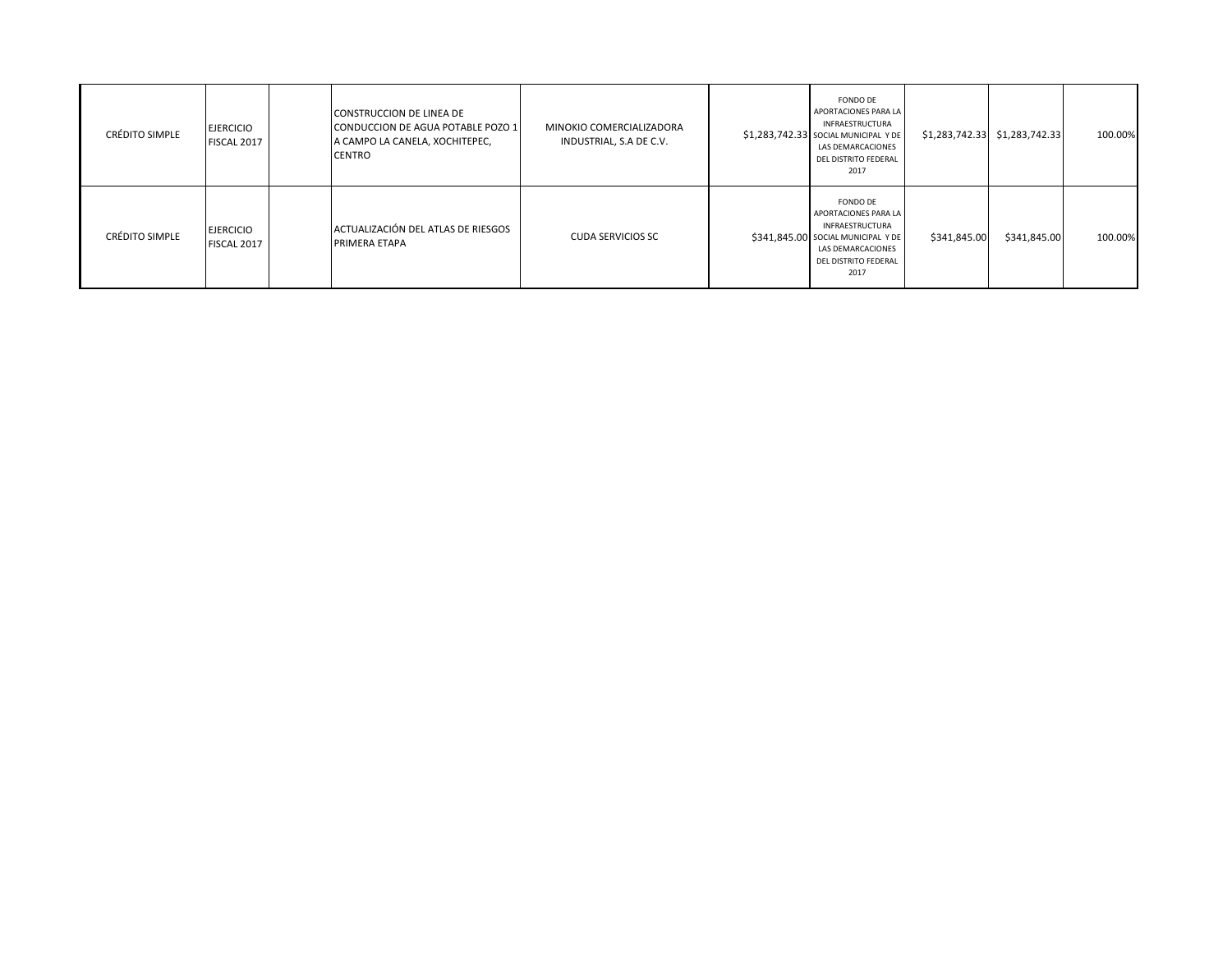| | | | | | | | | | |
|---|---|---|---|---|---|---|---|---|---|
| CRÉDITO SIMPLE | EJERCICIO FISCAL 2017 | | CONSTRUCCION DE LINEA DE CONDUCCION DE AGUA POTABLE POZO 1 A CAMPO LA CANELA, XOCHITEPEC, CENTRO | MINOKIO COMERCIALIZADORA INDUSTRIAL, S.A DE C.V. | $1,283,742.33 | FONDO DE APORTACIONES PARA LA INFRAESTRUCTURA SOCIAL MUNICIPAL Y DE LAS DEMARCACIONES DEL DISTRITO FEDERAL 2017 | $1,283,742.33 | $1,283,742.33 | 100.00% |
| CRÉDITO SIMPLE | EJERCICIO FISCAL 2017 | | ACTUALIZACIÓN DEL ATLAS DE RIESGOS PRIMERA ETAPA | CUDA SERVICIOS SC | $341,845.00 | FONDO DE APORTACIONES PARA LA INFRAESTRUCTURA SOCIAL MUNICIPAL Y DE LAS DEMARCACIONES DEL DISTRITO FEDERAL 2017 | $341,845.00 | $341,845.00 | 100.00% |